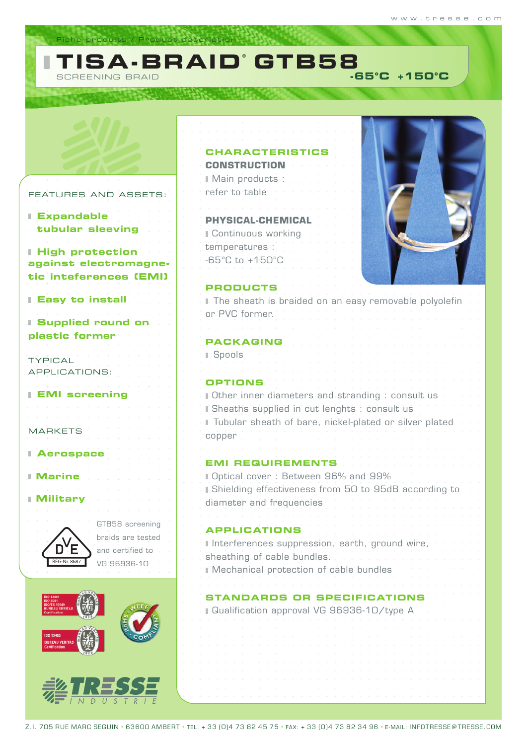Fiche produits / Product description

# TISA-BRAID® GTB58

SCREENING BRAID

**-65°C +150°C**

FEATURES AND ASSETS:

- **Expandable tubular sleeving**
- **High protection against electromagnetic inteferences (EMI)**
- **Easy to install**
- **Supplied round on plastic former**

TYPICAL APPLICATIONS:

- **EMI screening**

MARKETS

- **Aerospace**
- **Marine**
- **Military**

DVE REG-Nr. 8687

GTB58 screening braids are tested and certified to VG 96936-10

## CHARACTERISTICS

### CONSTRUCTION

- Main products : refer to table

### PHYSICAL-CHEMICAL

- Continuous working temperatures : -65°C to +150°C

## PRODUCTS

- The sheath is braided on an easy removable polyolefin or PVC former.

## PACKAGING

- Spools

## OPTIONS

- Other inner diameters and stranding : consult us
- Sheaths supplied in cut lenghts : consult us
- Tubular sheath of bare, nickel-plated or silver plated copper

## EMI REQUIREMENTS

- Optical cover : Between 96% and 99%
- Shielding effectiveness from 50 to 95dB according to diameter and frequencies

## APPLICATIONS

- Interferences suppression, earth, ground wire, sheathing of cable bundles.
- Mechanical protection of cable bundles

## STANDARDS OR SPECIFICATIONS

- Qualification approval VG 96936-10/type A

Z.I. 705 RUE MARC SEGUIN • 63600 AMBERT • TEL. + 33 (0)4 73 82 45 75 • FAX: + 33 (0)4 73 82 34 96 • E-MAIL: INFOTRESSE@TRESSE.COM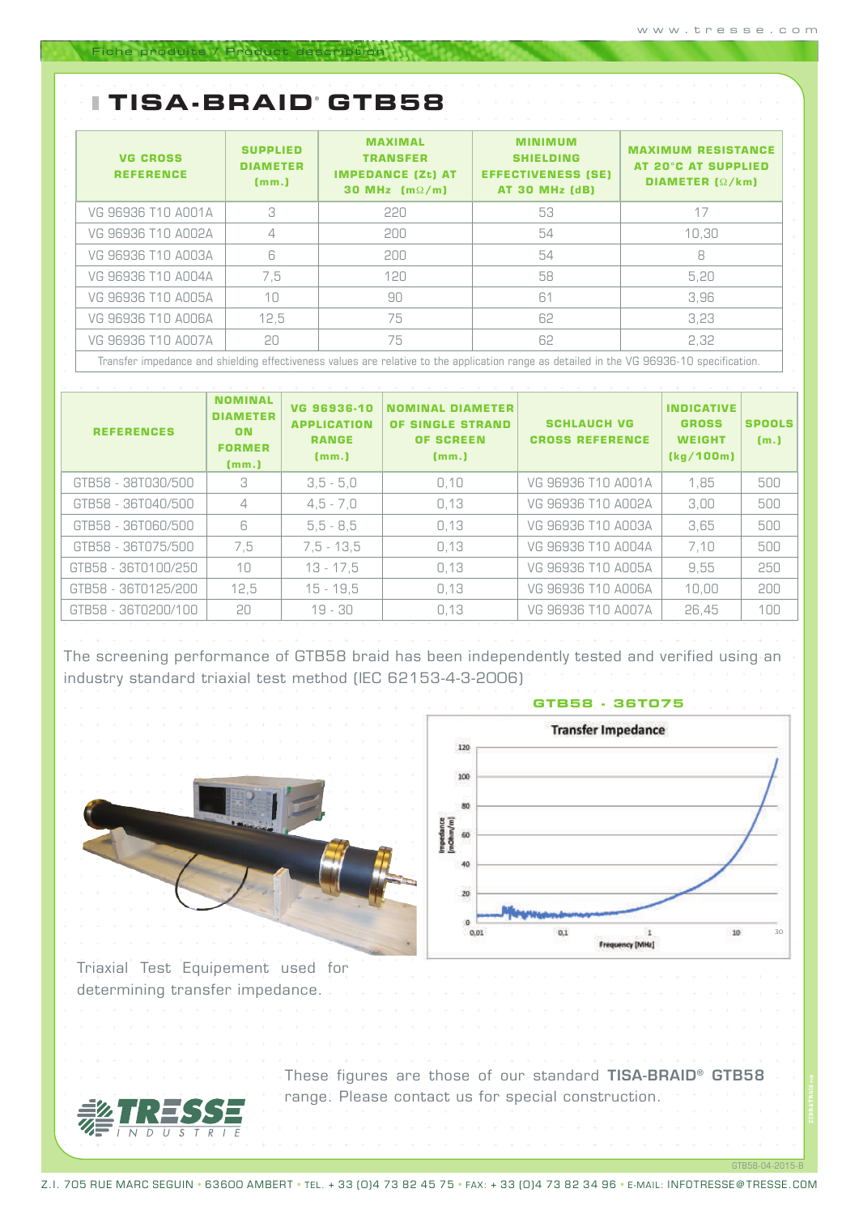# TISA-BRAID® GTB58

| VG CROSS REFERENCE | SUPPLIED DIAMETER (mm.) | MAXIMAL TRANSFER IMPEDANCE (Zt) AT 30 MHz (mΩ/m) | MINIMUM SHIELDING EFFECTIVENESS (SE) AT 30 MHz (dB) | MAXIMUM RESISTANCE AT 20°C AT SUPPLIED DIAMETER (Ω/km) |
|---|---|---|---|---|
| VG 96936 T10 A001A | 3 | 220 | 53 | 17 |
| VG 96936 T10 A002A | 4 | 200 | 54 | 10,30 |
| VG 96936 T10 A003A | 6 | 200 | 54 | 8 |
| VG 96936 T10 A004A | 7,5 | 120 | 58 | 5,20 |
| VG 96936 T10 A005A | 10 | 90 | 61 | 3,96 |
| VG 96936 T10 A006A | 12,5 | 75 | 62 | 3,23 |
| VG 96936 T10 A007A | 20 | 75 | 62 | 2,32 |

Transfer impedance and shielding effectiveness values are relative to the application range as detailed in the VG 96936-10 specification.

| REFERENCES | NOMINAL DIAMETER ON FORMER (mm.) | VG 96936-10 APPLICATION RANGE (mm.) | NOMINAL DIAMETER OF SINGLE STRAND OF SCREEN (mm.) | SCHLAUCH VG CROSS REFERENCE | INDICATIVE GROSS WEIGHT (kg/100m) | SPOOLS (m.) |
|---|---|---|---|---|---|---|
| GTB58 - 38T030/500 | 3 | 3,5 - 5,0 | 0,10 | VG 96936 T10 A001A | 1,85 | 500 |
| GTB58 - 36T040/500 | 4 | 4,5 - 7,0 | 0,13 | VG 96936 T10 A002A | 3,00 | 500 |
| GTB58 - 36T060/500 | 6 | 5,5 - 8,5 | 0,13 | VG 96936 T10 A003A | 3,65 | 500 |
| GTB58 - 36T075/500 | 7,5 | 7,5 - 13,5 | 0,13 | VG 96936 T10 A004A | 7,10 | 500 |
| GTB58 - 36T0100/250 | 10 | 13 - 17,5 | 0,13 | VG 96936 T10 A005A | 9,55 | 250 |
| GTB58 - 36T0125/200 | 12,5 | 15 - 19,5 | 0,13 | VG 96936 T10 A006A | 10,00 | 200 |
| GTB58 - 36T0200/100 | 20 | 19 - 30 | 0,13 | VG 96936 T10 A007A | 26,45 | 100 |

The screening performance of GTB58 braid has been independently tested and verified using an industry standard triaxial test method (IEC 62153-4-3-2006)

Triaxial Test Equipement used for determining transfer impedance.

GTB58 - 36T075

Transfer Impedance

Impedance (mOhm/m)

120
100
80
60
40
20
0

0,01
0,1
1
10
30

Frequency [MHz]

These figures are those of our standard **TISA-BRAID® GTB58** range. Please contact us for special construction.

TRESSE INDUSTRIE

GTB58-04-2015-B

Z.I. 705 RUE MARC SEGUIN • 63600 AMBERT • TEL. + 33 (0)4 73 82 45 75 • FAX: + 33 (0)4 73 82 34 96 • E-MAIL: INFOTRESSE@TRESSE.COM